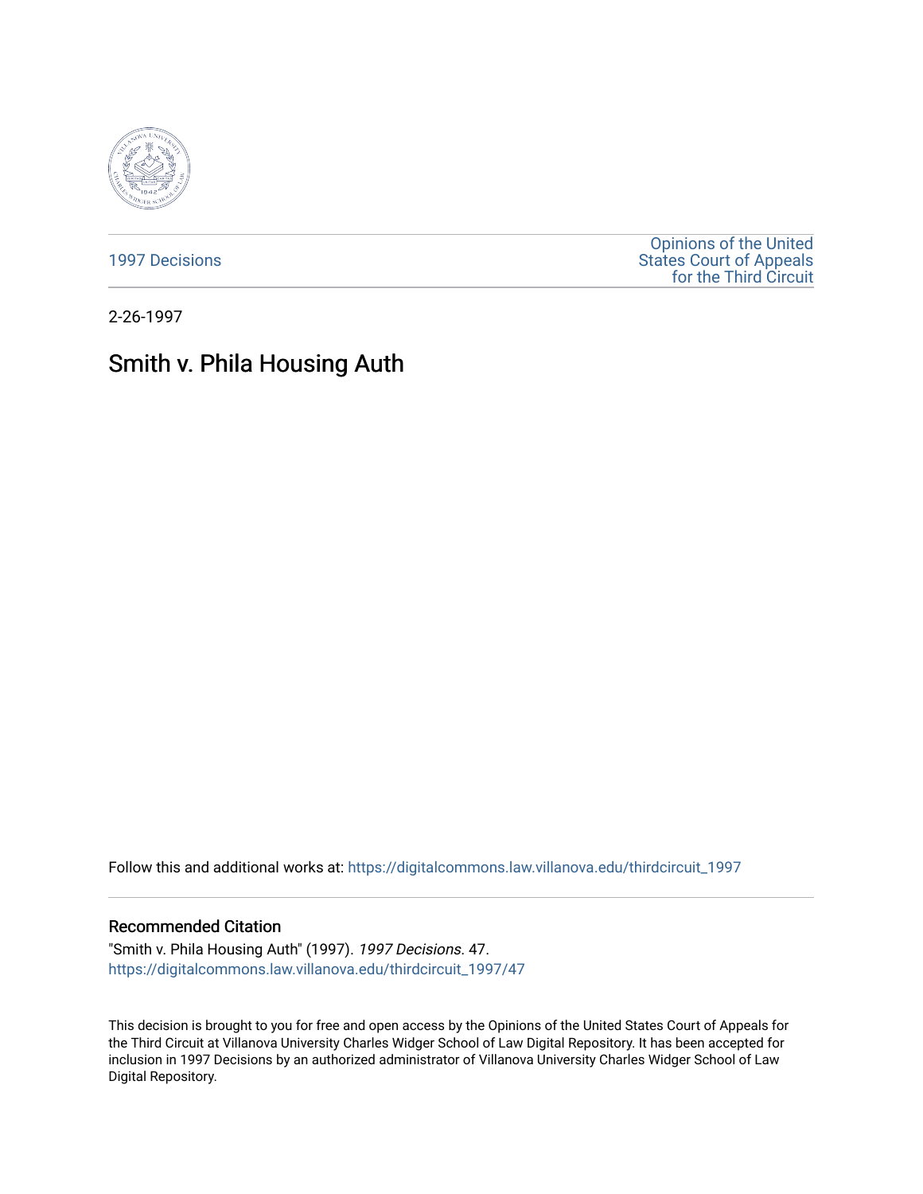1997 Decisions

Opinions of the United States Court of Appeals for the Third Circuit

2-26-1997

# Smith v. Phila Housing Auth

Follow this and additional works at: https://digitalcommons.law.villanova.edu/thirdcircuit_1997

## Recommended Citation

"Smith v. Phila Housing Auth" (1997). *1997 Decisions*. 47.
https://digitalcommons.law.villanova.edu/thirdcircuit_1997/47

This decision is brought to you for free and open access by the Opinions of the United States Court of Appeals for the Third Circuit at Villanova University Charles Widger School of Law Digital Repository. It has been accepted for inclusion in 1997 Decisions by an authorized administrator of Villanova University Charles Widger School of Law Digital Repository.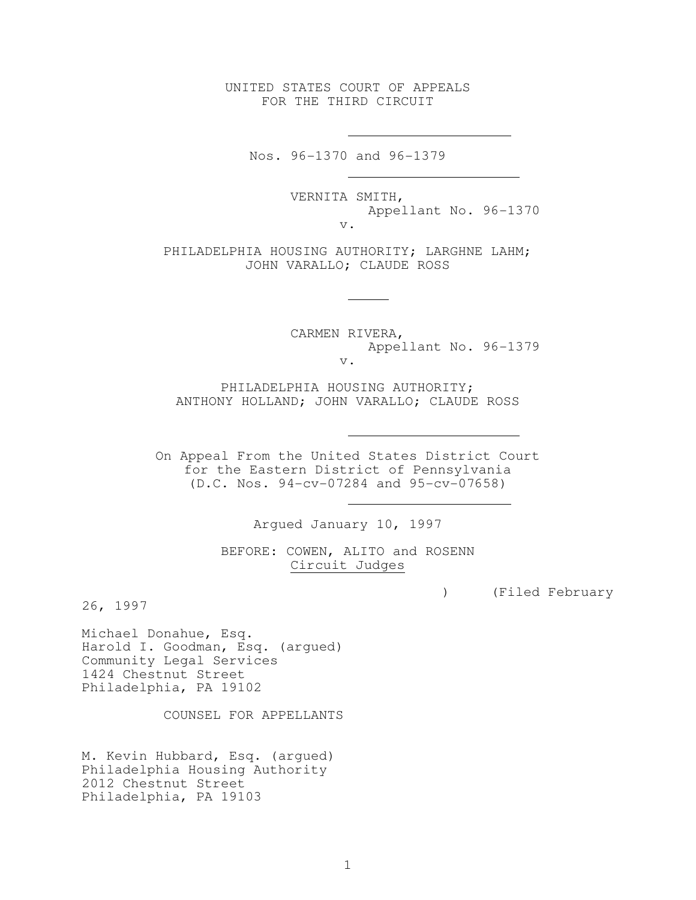UNITED STATES COURT OF APPEALS
FOR THE THIRD CIRCUIT

Nos. 96-1370 and 96-1379

VERNITA SMITH,
Appellant No. 96-1370
v.

PHILADELPHIA HOUSING AUTHORITY; LARGHNE LAHM;
JOHN VARALLO; CLAUDE ROSS

CARMEN RIVERA,
Appellant No. 96-1379
v.

PHILADELPHIA HOUSING AUTHORITY;
ANTHONY HOLLAND; JOHN VARALLO; CLAUDE ROSS

On Appeal From the United States District Court
for the Eastern District of Pennsylvania
(D.C. Nos. 94-cv-07284 and 95-cv-07658)

Argued January 10, 1997

BEFORE: COWEN, ALITO and ROSENN
Circuit Judges

) (Filed February 26, 1997

Michael Donahue, Esq.
Harold I. Goodman, Esq. (argued)
Community Legal Services
1424 Chestnut Street
Philadelphia, PA 19102

COUNSEL FOR APPELLANTS

M. Kevin Hubbard, Esq. (argued)
Philadelphia Housing Authority
2012 Chestnut Street
Philadelphia, PA 19103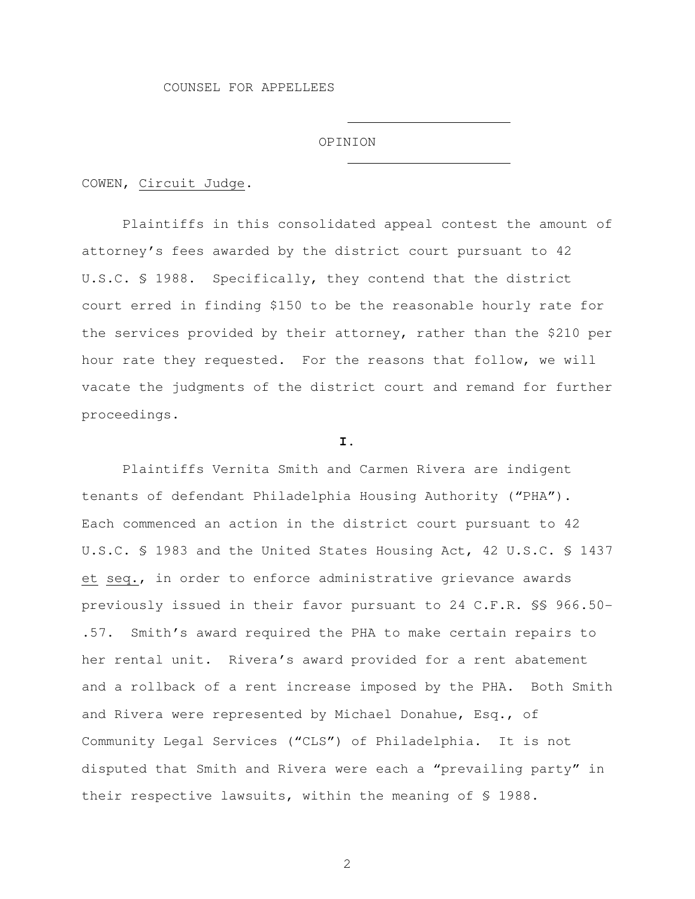COUNSEL FOR APPELLEES

OPINION

COWEN, Circuit Judge.

Plaintiffs in this consolidated appeal contest the amount of attorney's fees awarded by the district court pursuant to 42 U.S.C. § 1988. Specifically, they contend that the district court erred in finding $150 to be the reasonable hourly rate for the services provided by their attorney, rather than the $210 per hour rate they requested. For the reasons that follow, we will vacate the judgments of the district court and remand for further proceedings.

**I.**

Plaintiffs Vernita Smith and Carmen Rivera are indigent tenants of defendant Philadelphia Housing Authority ("PHA"). Each commenced an action in the district court pursuant to 42 U.S.C. § 1983 and the United States Housing Act, 42 U.S.C. § 1437 et seq., in order to enforce administrative grievance awards previously issued in their favor pursuant to 24 C.F.R. §§ 966.50-.57. Smith's award required the PHA to make certain repairs to her rental unit. Rivera's award provided for a rent abatement and a rollback of a rent increase imposed by the PHA. Both Smith and Rivera were represented by Michael Donahue, Esq., of Community Legal Services ("CLS") of Philadelphia. It is not disputed that Smith and Rivera were each a "prevailing party" in their respective lawsuits, within the meaning of § 1988.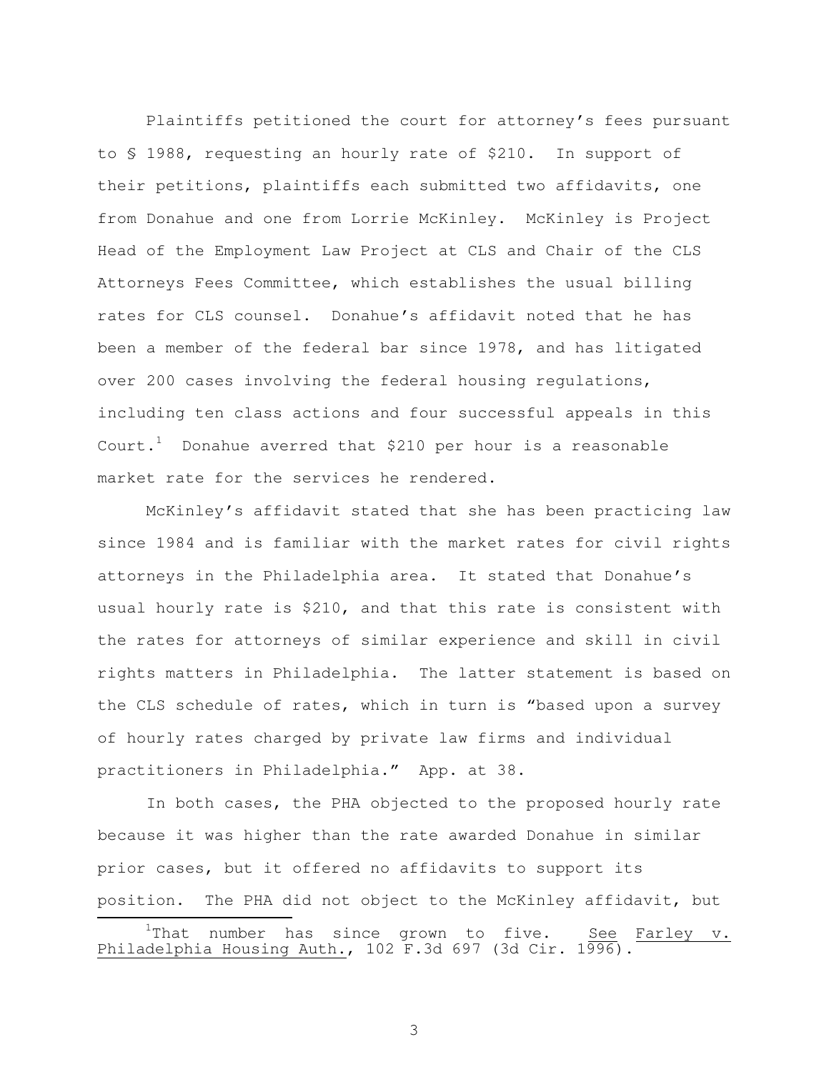Plaintiffs petitioned the court for attorney's fees pursuant to § 1988, requesting an hourly rate of $210. In support of their petitions, plaintiffs each submitted two affidavits, one from Donahue and one from Lorrie McKinley. McKinley is Project Head of the Employment Law Project at CLS and Chair of the CLS Attorneys Fees Committee, which establishes the usual billing rates for CLS counsel. Donahue's affidavit noted that he has been a member of the federal bar since 1978, and has litigated over 200 cases involving the federal housing regulations, including ten class actions and four successful appeals in this Court.[1] Donahue averred that $210 per hour is a reasonable market rate for the services he rendered.

McKinley's affidavit stated that she has been practicing law since 1984 and is familiar with the market rates for civil rights attorneys in the Philadelphia area. It stated that Donahue's usual hourly rate is $210, and that this rate is consistent with the rates for attorneys of similar experience and skill in civil rights matters in Philadelphia. The latter statement is based on the CLS schedule of rates, which in turn is "based upon a survey of hourly rates charged by private law firms and individual practitioners in Philadelphia." App. at 38.

In both cases, the PHA objected to the proposed hourly rate because it was higher than the rate awarded Donahue in similar prior cases, but it offered no affidavits to support its position. The PHA did not object to the McKinley affidavit, but

[1] That number has since grown to five. See Farley v. Philadelphia Housing Auth., 102 F.3d 697 (3d Cir. 1996).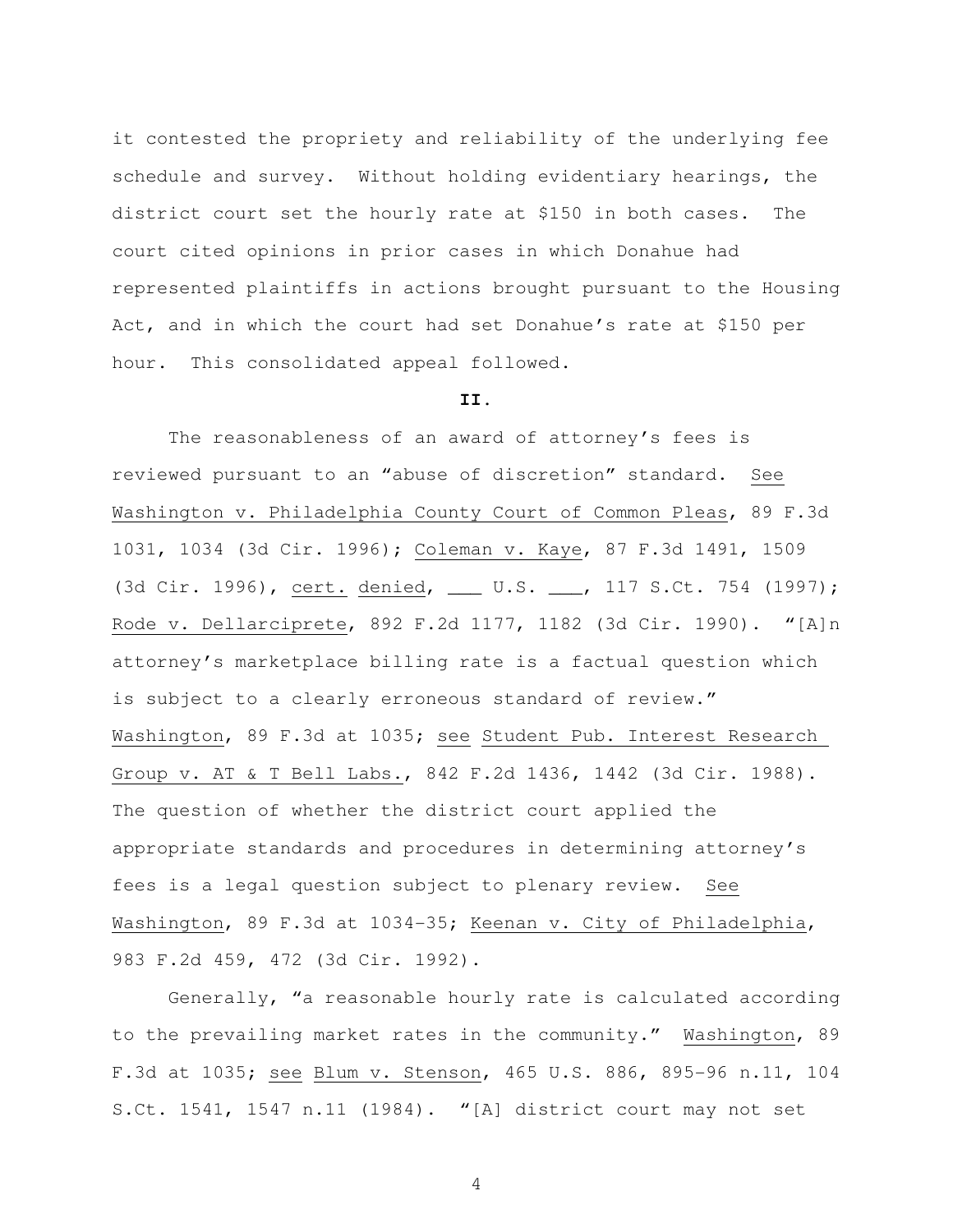it contested the propriety and reliability of the underlying fee schedule and survey. Without holding evidentiary hearings, the district court set the hourly rate at $150 in both cases. The court cited opinions in prior cases in which Donahue had represented plaintiffs in actions brought pursuant to the Housing Act, and in which the court had set Donahue's rate at $150 per hour. This consolidated appeal followed.

**II.**

The reasonableness of an award of attorney's fees is reviewed pursuant to an "abuse of discretion" standard. See Washington v. Philadelphia County Court of Common Pleas, 89 F.3d 1031, 1034 (3d Cir. 1996); Coleman v. Kaye, 87 F.3d 1491, 1509 (3d Cir. 1996), cert. denied, ___ U.S. ___, 117 S.Ct. 754 (1997); Rode v. Dellarciprete, 892 F.2d 1177, 1182 (3d Cir. 1990). "[A]n attorney's marketplace billing rate is a factual question which is subject to a clearly erroneous standard of review." Washington, 89 F.3d at 1035; see Student Pub. Interest Research Group v. AT & T Bell Labs., 842 F.2d 1436, 1442 (3d Cir. 1988). The question of whether the district court applied the appropriate standards and procedures in determining attorney's fees is a legal question subject to plenary review. See Washington, 89 F.3d at 1034-35; Keenan v. City of Philadelphia, 983 F.2d 459, 472 (3d Cir. 1992).

Generally, "a reasonable hourly rate is calculated according to the prevailing market rates in the community." Washington, 89 F.3d at 1035; see Blum v. Stenson, 465 U.S. 886, 895-96 n.11, 104 S.Ct. 1541, 1547 n.11 (1984). "[A] district court may not set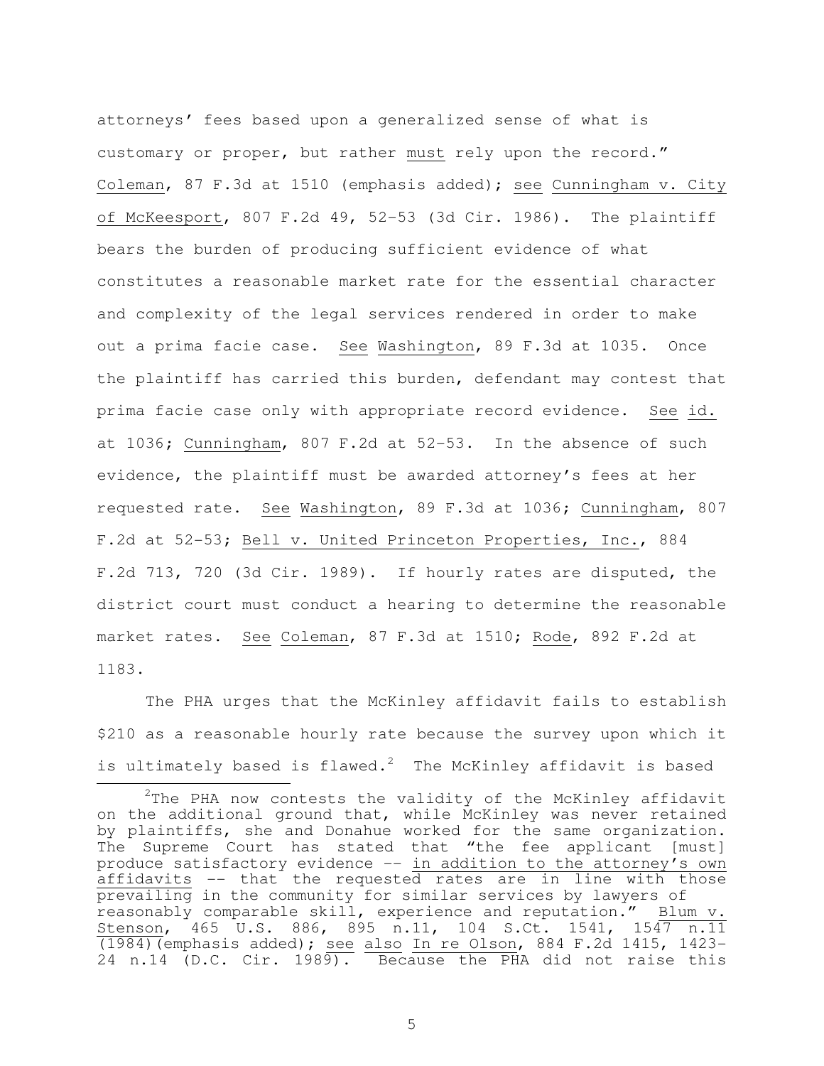attorneys' fees based upon a generalized sense of what is customary or proper, but rather _must_ rely upon the record." _Coleman_, 87 F.3d at 1510 (emphasis added); _see_ _Cunningham v. City of McKeesport_, 807 F.2d 49, 52-53 (3d Cir. 1986). The plaintiff bears the burden of producing sufficient evidence of what constitutes a reasonable market rate for the essential character and complexity of the legal services rendered in order to make out a prima facie case. _See_ _Washington_, 89 F.3d at 1035. Once the plaintiff has carried this burden, defendant may contest that prima facie case only with appropriate record evidence. _See_ _id._ at 1036; _Cunningham_, 807 F.2d at 52-53. In the absence of such evidence, the plaintiff must be awarded attorney's fees at her requested rate. _See_ _Washington_, 89 F.3d at 1036; _Cunningham_, 807 F.2d at 52-53; _Bell v. United Princeton Properties, Inc._, 884 F.2d 713, 720 (3d Cir. 1989). If hourly rates are disputed, the district court must conduct a hearing to determine the reasonable market rates. _See_ _Coleman_, 87 F.3d at 1510; _Rode_, 892 F.2d at 1183.

The PHA urges that the McKinley affidavit fails to establish $210 as a reasonable hourly rate because the survey upon which it is ultimately based is flawed.[2] The McKinley affidavit is based

---

[2] The PHA now contests the validity of the McKinley affidavit on the additional ground that, while McKinley was never retained by plaintiffs, she and Donahue worked for the same organization. The Supreme Court has stated that "the fee applicant [must] produce satisfactory evidence -- _in addition to the attorney's own affidavits_ -- that the requested rates are in line with those prevailing in the community for similar services by lawyers of reasonably comparable skill, experience and reputation." _Blum v. Stenson_, 465 U.S. 886, 895 n.11, 104 S.Ct. 1541, 1547 n.11 (1984)(emphasis added); _see_ _also_ _In re Olson_, 884 F.2d 1415, 1423-24 n.14 (D.C. Cir. 1989). Because the PHA did not raise this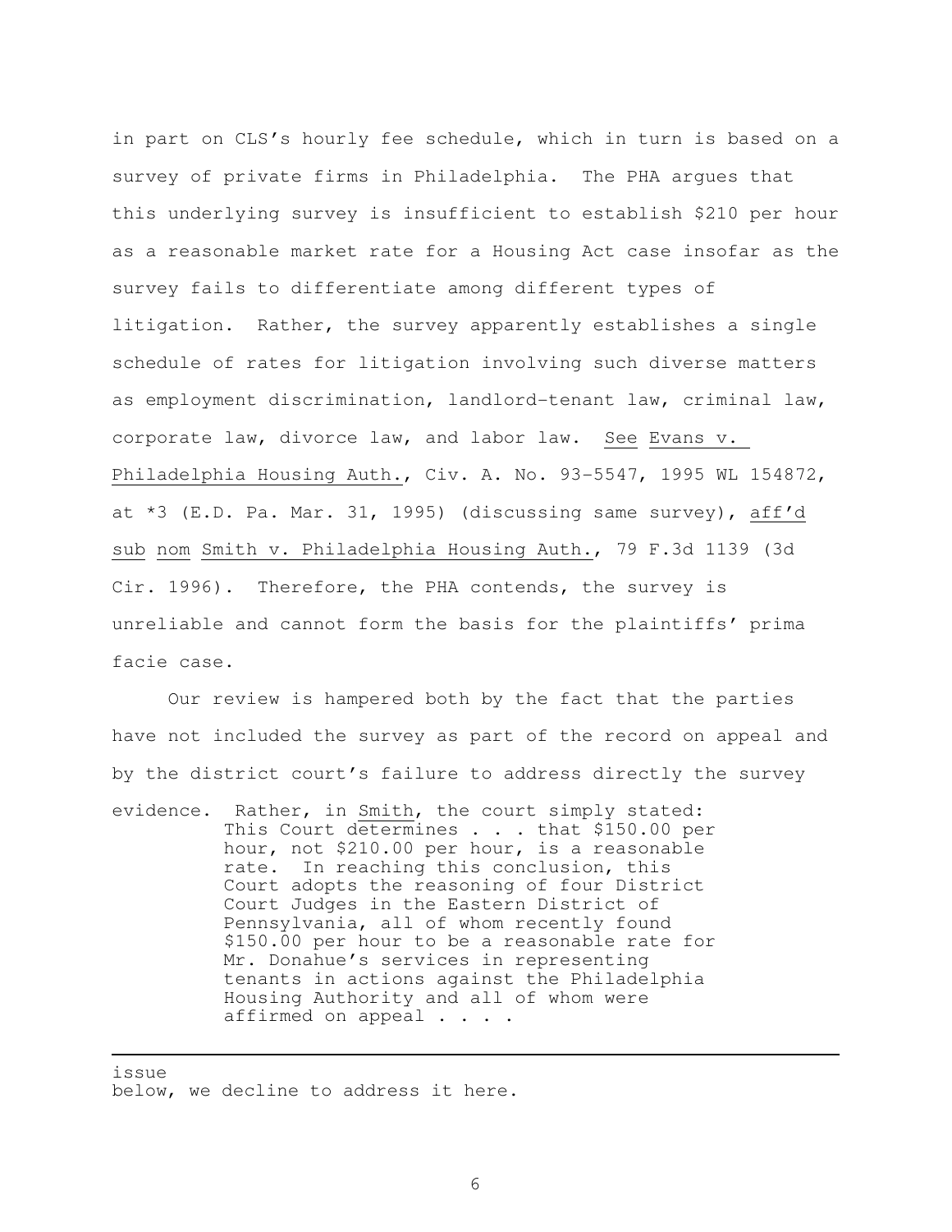in part on CLS's hourly fee schedule, which in turn is based on a survey of private firms in Philadelphia. The PHA argues that this underlying survey is insufficient to establish $210 per hour as a reasonable market rate for a Housing Act case insofar as the survey fails to differentiate among different types of litigation. Rather, the survey apparently establishes a single schedule of rates for litigation involving such diverse matters as employment discrimination, landlord-tenant law, criminal law, corporate law, divorce law, and labor law. See Evans v. Philadelphia Housing Auth., Civ. A. No. 93-5547, 1995 WL 154872, at *3 (E.D. Pa. Mar. 31, 1995) (discussing same survey), aff'd sub nom Smith v. Philadelphia Housing Auth., 79 F.3d 1139 (3d Cir. 1996). Therefore, the PHA contends, the survey is unreliable and cannot form the basis for the plaintiffs' prima facie case.

Our review is hampered both by the fact that the parties have not included the survey as part of the record on appeal and by the district court's failure to address directly the survey evidence. Rather, in Smith, the court simply stated:

> This Court determines . . . that $150.00 per hour, not $210.00 per hour, is a reasonable rate. In reaching this conclusion, this Court adopts the reasoning of four District Court Judges in the Eastern District of Pennsylvania, all of whom recently found $150.00 per hour to be a reasonable rate for Mr. Donahue's services in representing tenants in actions against the Philadelphia Housing Authority and all of whom were affirmed on appeal . . . .

---

issue
below, we decline to address it here.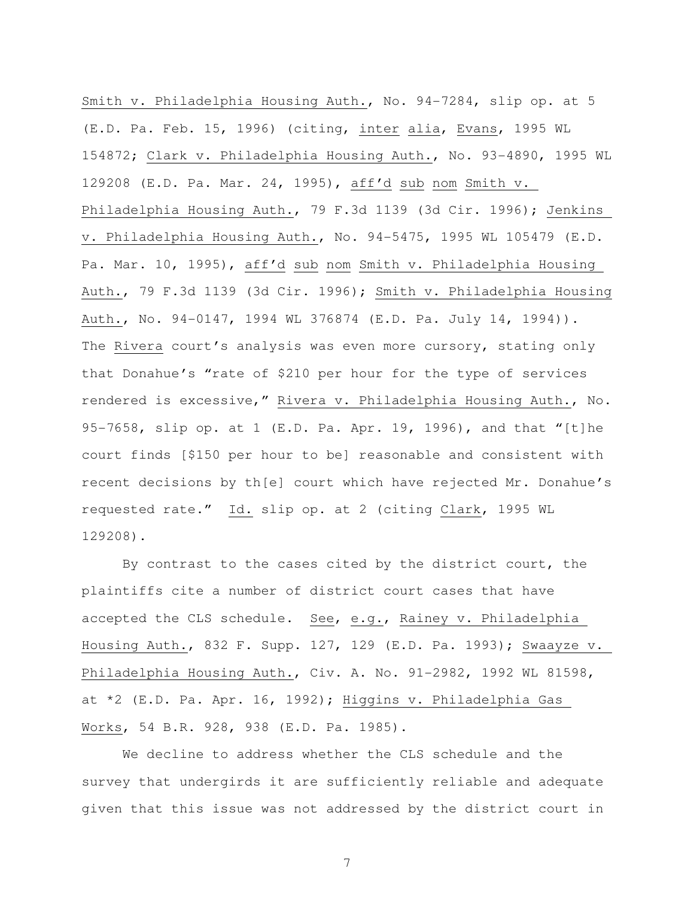Smith v. Philadelphia Housing Auth., No. 94-7284, slip op. at 5 (E.D. Pa. Feb. 15, 1996) (citing, inter alia, Evans, 1995 WL 154872; Clark v. Philadelphia Housing Auth., No. 93-4890, 1995 WL 129208 (E.D. Pa. Mar. 24, 1995), aff'd sub nom Smith v. Philadelphia Housing Auth., 79 F.3d 1139 (3d Cir. 1996); Jenkins v. Philadelphia Housing Auth., No. 94-5475, 1995 WL 105479 (E.D. Pa. Mar. 10, 1995), aff'd sub nom Smith v. Philadelphia Housing Auth., 79 F.3d 1139 (3d Cir. 1996); Smith v. Philadelphia Housing Auth., No. 94-0147, 1994 WL 376874 (E.D. Pa. July 14, 1994)). The Rivera court's analysis was even more cursory, stating only that Donahue's "rate of $210 per hour for the type of services rendered is excessive," Rivera v. Philadelphia Housing Auth., No. 95-7658, slip op. at 1 (E.D. Pa. Apr. 19, 1996), and that "[t]he court finds [$150 per hour to be] reasonable and consistent with recent decisions by th[e] court which have rejected Mr. Donahue's requested rate." Id. slip op. at 2 (citing Clark, 1995 WL 129208).

By contrast to the cases cited by the district court, the plaintiffs cite a number of district court cases that have accepted the CLS schedule. See, e.g., Rainey v. Philadelphia Housing Auth., 832 F. Supp. 127, 129 (E.D. Pa. 1993); Swaayze v. Philadelphia Housing Auth., Civ. A. No. 91-2982, 1992 WL 81598, at *2 (E.D. Pa. Apr. 16, 1992); Higgins v. Philadelphia Gas Works, 54 B.R. 928, 938 (E.D. Pa. 1985).

We decline to address whether the CLS schedule and the survey that undergirds it are sufficiently reliable and adequate given that this issue was not addressed by the district court in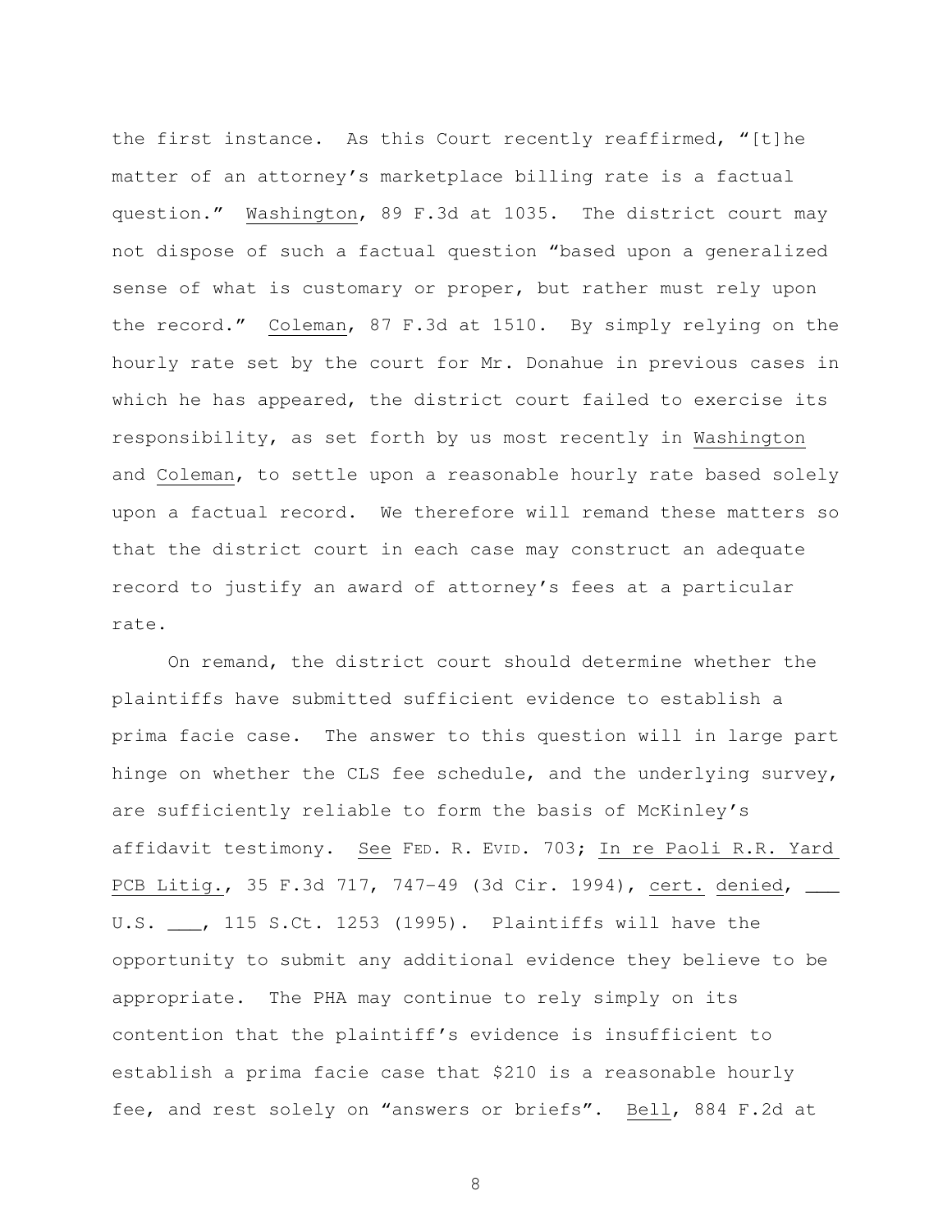the first instance. As this Court recently reaffirmed, "[t]he matter of an attorney's marketplace billing rate is a factual question." Washington, 89 F.3d at 1035. The district court may not dispose of such a factual question "based upon a generalized sense of what is customary or proper, but rather must rely upon the record." Coleman, 87 F.3d at 1510. By simply relying on the hourly rate set by the court for Mr. Donahue in previous cases in which he has appeared, the district court failed to exercise its responsibility, as set forth by us most recently in Washington and Coleman, to settle upon a reasonable hourly rate based solely upon a factual record. We therefore will remand these matters so that the district court in each case may construct an adequate record to justify an award of attorney's fees at a particular rate.

On remand, the district court should determine whether the plaintiffs have submitted sufficient evidence to establish a prima facie case. The answer to this question will in large part hinge on whether the CLS fee schedule, and the underlying survey, are sufficiently reliable to form the basis of McKinley's affidavit testimony. See FED. R. EVID. 703; In re Paoli R.R. Yard PCB Litig., 35 F.3d 717, 747-49 (3d Cir. 1994), cert. denied, ___ U.S. ___, 115 S.Ct. 1253 (1995). Plaintiffs will have the opportunity to submit any additional evidence they believe to be appropriate. The PHA may continue to rely simply on its contention that the plaintiff's evidence is insufficient to establish a prima facie case that $210 is a reasonable hourly fee, and rest solely on "answers or briefs". Bell, 884 F.2d at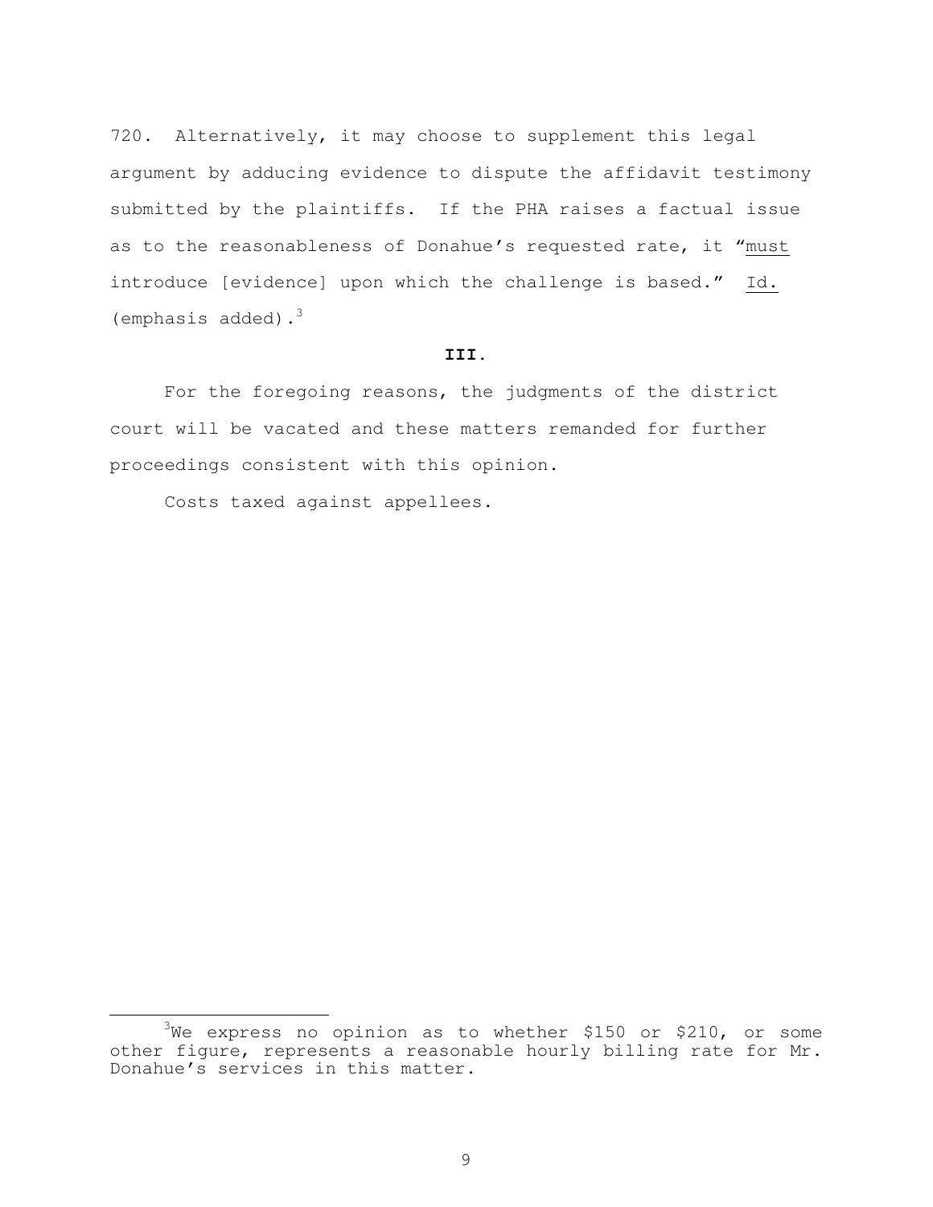720. Alternatively, it may choose to supplement this legal argument by adducing evidence to dispute the affidavit testimony submitted by the plaintiffs. If the PHA raises a factual issue as to the reasonableness of Donahue's requested rate, it "must introduce [evidence] upon which the challenge is based." Id. (emphasis added).[3]

## III.

For the foregoing reasons, the judgments of the district court will be vacated and these matters remanded for further proceedings consistent with this opinion.

Costs taxed against appellees.

---

[3]We express no opinion as to whether $150 or $210, or some other figure, represents a reasonable hourly billing rate for Mr. Donahue's services in this matter.